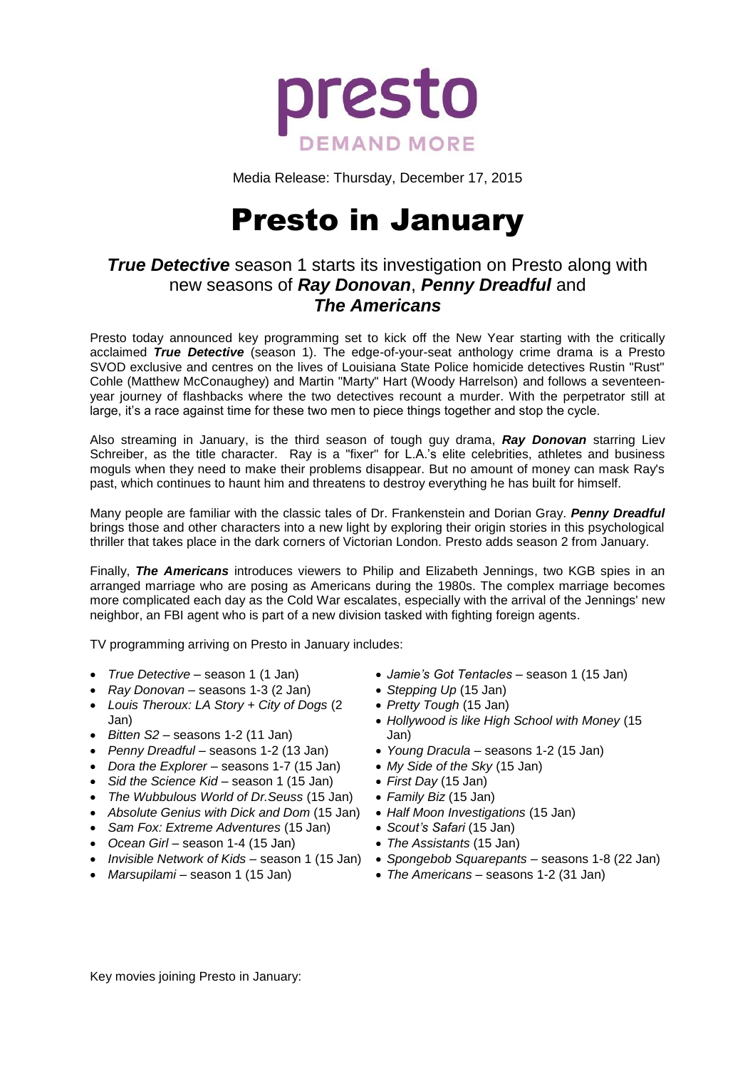presto

DEMAND MORE

Media Release: Thursday, December 17, 2015

# Presto in January

## ***True Detective*** season 1 starts its investigation on Presto along with new seasons of ***Ray Donovan***, ***Penny Dreadful*** and ***The Americans***

Presto today announced key programming set to kick off the New Year starting with the critically acclaimed ***True Detective*** (season 1). The edge-of-your-seat anthology crime drama is a Presto SVOD exclusive and centres on the lives of Louisiana State Police homicide detectives Rustin "Rust" Cohle (Matthew McConaughey) and Martin "Marty" Hart (Woody Harrelson) and follows a seventeen-year journey of flashbacks where the two detectives recount a murder. With the perpetrator still at large, it's a race against time for these two men to piece things together and stop the cycle.

Also streaming in January, is the third season of tough guy drama, ***Ray Donovan*** starring Liev Schreiber, as the title character. Ray is a "fixer" for L.A.'s elite celebrities, athletes and business moguls when they need to make their problems disappear. But no amount of money can mask Ray's past, which continues to haunt him and threatens to destroy everything he has built for himself.

Many people are familiar with the classic tales of Dr. Frankenstein and Dorian Gray. ***Penny Dreadful*** brings those and other characters into a new light by exploring their origin stories in this psychological thriller that takes place in the dark corners of Victorian London. Presto adds season 2 from January.

Finally, ***The Americans*** introduces viewers to Philip and Elizabeth Jennings, two KGB spies in an arranged marriage who are posing as Americans during the 1980s. The complex marriage becomes more complicated each day as the Cold War escalates, especially with the arrival of the Jennings' new neighbor, an FBI agent who is part of a new division tasked with fighting foreign agents.

TV programming arriving on Presto in January includes:

- *True Detective* – season 1 (1 Jan)
- *Ray Donovan* – seasons 1-3 (2 Jan)
- *Louis Theroux: LA Story* + *City of Dogs* (2 Jan)
- *Bitten S2* – seasons 1-2 (11 Jan)
- *Penny Dreadful* – seasons 1-2 (13 Jan)
- *Dora the Explorer* – seasons 1-7 (15 Jan)
- *Sid the Science Kid* – season 1 (15 Jan)
- *The Wubbulous World of Dr.Seuss* (15 Jan)
- *Absolute Genius with Dick and Dom* (15 Jan)
- *Sam Fox: Extreme Adventures* (15 Jan)
- *Ocean Girl* – season 1-4 (15 Jan)
- *Invisible Network of Kids* – season 1 (15 Jan)
- *Marsupilami* – season 1 (15 Jan)
- *Jamie's Got Tentacles* – season 1 (15 Jan)
- *Stepping Up* (15 Jan)
- *Pretty Tough* (15 Jan)
- *Hollywood is like High School with Money* (15 Jan)
- *Young Dracula* – seasons 1-2 (15 Jan)
- *My Side of the Sky* (15 Jan)
- *First Day* (15 Jan)
- *Family Biz* (15 Jan)
- *Half Moon Investigations* (15 Jan)
- *Scout's Safari* (15 Jan)
- *The Assistants* (15 Jan)
- *Spongebob Squarepants* – seasons 1-8 (22 Jan)
- *The Americans* – seasons 1-2 (31 Jan)

Key movies joining Presto in January: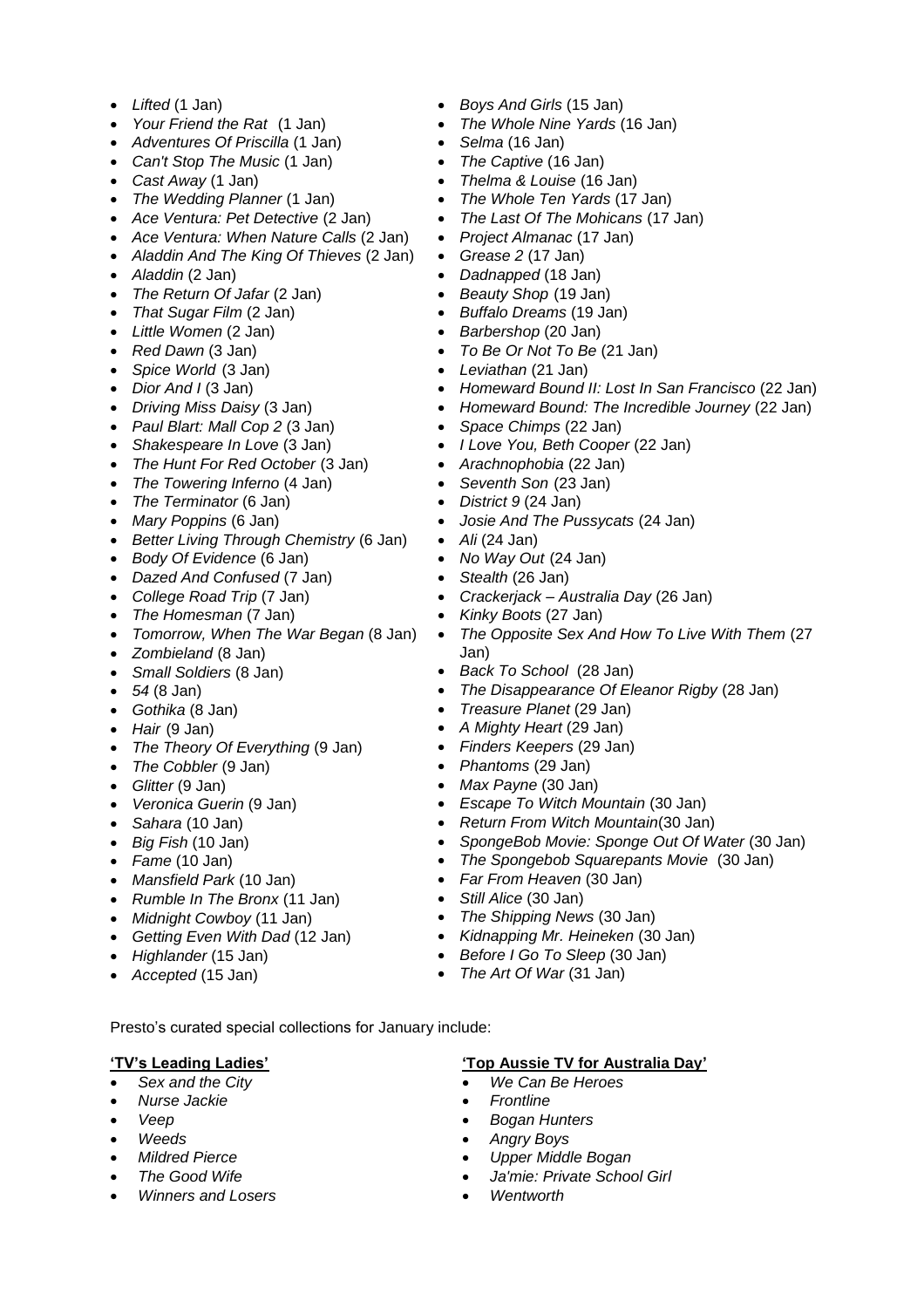- *Lifted* (1 Jan)
- *Your Friend the Rat* (1 Jan)
- *Adventures Of Priscilla* (1 Jan)
- *Can't Stop The Music* (1 Jan)
- *Cast Away* (1 Jan)
- *The Wedding Planner* (1 Jan)
- *Ace Ventura: Pet Detective* (2 Jan)
- *Ace Ventura: When Nature Calls* (2 Jan)
- *Aladdin And The King Of Thieves* (2 Jan)
- *Aladdin* (2 Jan)
- *The Return Of Jafar* (2 Jan)
- *That Sugar Film* (2 Jan)
- *Little Women* (2 Jan)
- *Red Dawn* (3 Jan)
- *Spice World* (3 Jan)
- *Dior And I* (3 Jan)
- *Driving Miss Daisy* (3 Jan)
- *Paul Blart: Mall Cop 2* (3 Jan)
- *Shakespeare In Love* (3 Jan)
- *The Hunt For Red October* (3 Jan)
- *The Towering Inferno* (4 Jan)
- *The Terminator* (6 Jan)
- *Mary Poppins* (6 Jan)
- *Better Living Through Chemistry* (6 Jan)
- *Body Of Evidence* (6 Jan)
- *Dazed And Confused* (7 Jan)
- *College Road Trip* (7 Jan)
- *The Homesman* (7 Jan)
- *Tomorrow, When The War Began* (8 Jan)
- *Zombieland* (8 Jan)
- *Small Soldiers* (8 Jan)
- *54* (8 Jan)
- *Gothika* (8 Jan)
- *Hair* (9 Jan)
- *The Theory Of Everything* (9 Jan)
- *The Cobbler* (9 Jan)
- *Glitter* (9 Jan)
- *Veronica Guerin* (9 Jan)
- *Sahara* (10 Jan)
- *Big Fish* (10 Jan)
- *Fame* (10 Jan)
- *Mansfield Park* (10 Jan)
- *Rumble In The Bronx* (11 Jan)
- *Midnight Cowboy* (11 Jan)
- *Getting Even With Dad* (12 Jan)
- *Highlander* (15 Jan)
- *Accepted* (15 Jan)
- *Boys And Girls* (15 Jan)
- *The Whole Nine Yards* (16 Jan)
- *Selma* (16 Jan)
- *The Captive* (16 Jan)
- *Thelma & Louise* (16 Jan)
- *The Whole Ten Yards* (17 Jan)
- *The Last Of The Mohicans* (17 Jan)
- *Project Almanac* (17 Jan)
- *Grease 2* (17 Jan)
- *Dadnapped* (18 Jan)
- *Beauty Shop* (19 Jan)
- *Buffalo Dreams* (19 Jan)
- *Barbershop* (20 Jan)
- *To Be Or Not To Be* (21 Jan)
- *Leviathan* (21 Jan)
- *Homeward Bound II: Lost In San Francisco* (22 Jan)
- *Homeward Bound: The Incredible Journey* (22 Jan)
- *Space Chimps* (22 Jan)
- *I Love You, Beth Cooper* (22 Jan)
- *Arachnophobia* (22 Jan)
- *Seventh Son* (23 Jan)
- *District 9* (24 Jan)
- *Josie And The Pussycats* (24 Jan)
- *Ali* (24 Jan)
- *No Way Out* (24 Jan)
- *Stealth* (26 Jan)
- *Crackerjack – Australia Day* (26 Jan)
- *Kinky Boots* (27 Jan)
- *The Opposite Sex And How To Live With Them* (27 Jan)
- *Back To School* (28 Jan)
- *The Disappearance Of Eleanor Rigby* (28 Jan)
- *Treasure Planet* (29 Jan)
- *A Mighty Heart* (29 Jan)
- *Finders Keepers* (29 Jan)
- *Phantoms* (29 Jan)
- *Max Payne* (30 Jan)
- *Escape To Witch Mountain* (30 Jan)
- *Return From Witch Mountain*(30 Jan)
- *SpongeBob Movie: Sponge Out Of Water* (30 Jan)
- *The Spongebob Squarepants Movie* (30 Jan)
- *Far From Heaven* (30 Jan)
- *Still Alice* (30 Jan)
- *The Shipping News* (30 Jan)
- *Kidnapping Mr. Heineken* (30 Jan)
- *Before I Go To Sleep* (30 Jan)
- *The Art Of War* (31 Jan)

Presto's curated special collections for January include:

**'TV's Leading Ladies'**

- *Sex and the City*
- *Nurse Jackie*
- *Veep*
- *Weeds*
- *Mildred Pierce*
- *The Good Wife*
- *Winners and Losers*

**'Top Aussie TV for Australia Day'**

- *We Can Be Heroes*
- *Frontline*
- *Bogan Hunters*
- *Angry Boys*
- *Upper Middle Bogan*
- *Ja'mie: Private School Girl*
- *Wentworth*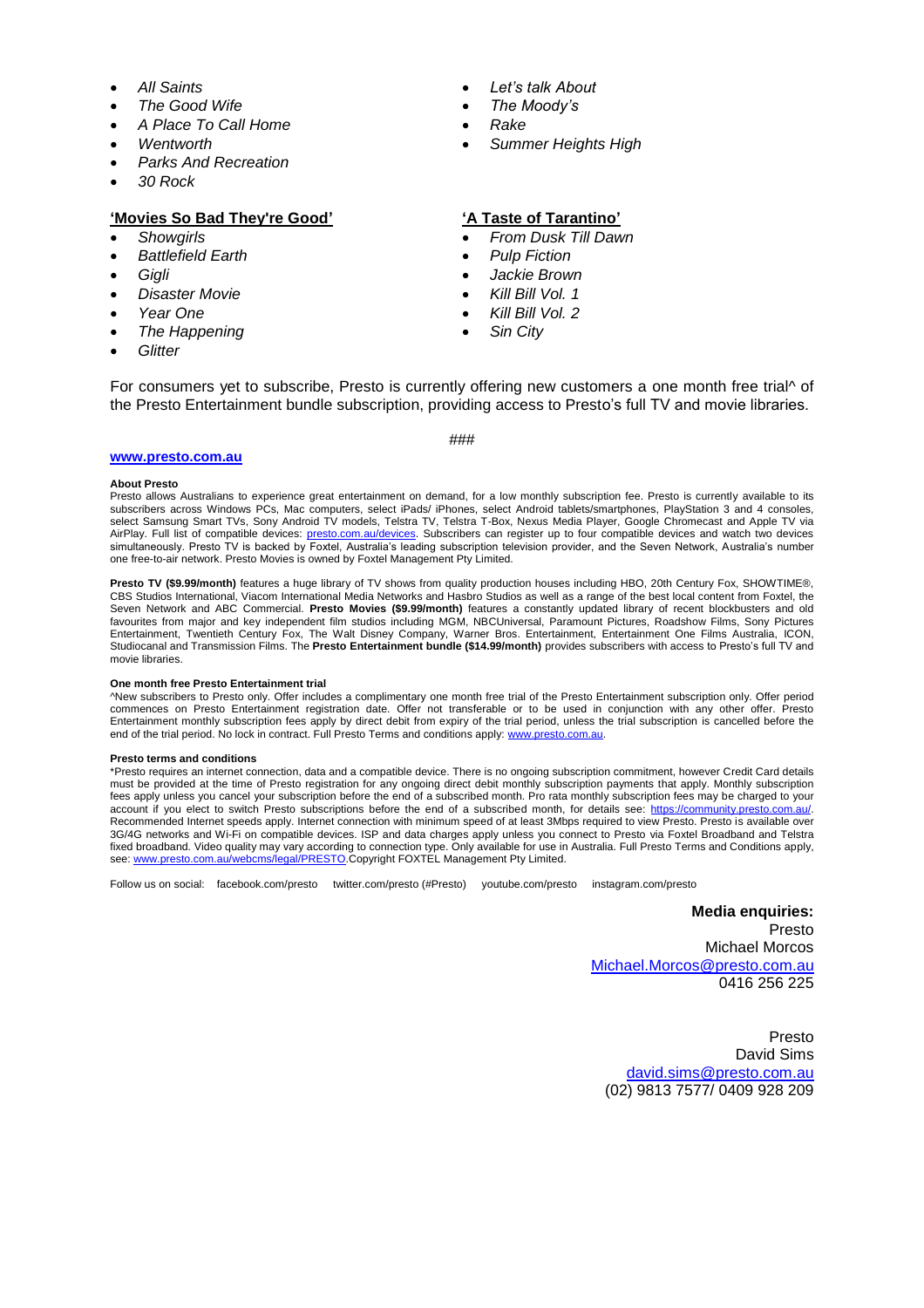- *All Saints*
- *The Good Wife*
- *A Place To Call Home*
- *Wentworth*
- *Parks And Recreation*
- *30 Rock*
- *Let's talk About*
- *The Moody's*
- *Rake*
- *Summer Heights High*

**'Movies So Bad They're Good'**

- *Showgirls*
- *Battlefield Earth*
- *Gigli*
- *Disaster Movie*
- *Year One*
- *The Happening*
- *Glitter*

**'A Taste of Tarantino'**

- *From Dusk Till Dawn*
- *Pulp Fiction*
- *Jackie Brown*
- *Kill Bill Vol. 1*
- *Kill Bill Vol. 2*
- *Sin City*

For consumers yet to subscribe, Presto is currently offering new customers a one month free trial^ of the Presto Entertainment bundle subscription, providing access to Presto's full TV and movie libraries.

###

**www.presto.com.au**

**About Presto**

Presto allows Australians to experience great entertainment on demand, for a low monthly subscription fee. Presto is currently available to its subscribers across Windows PCs, Mac computers, select iPads/ iPhones, select Android tablets/smartphones, PlayStation 3 and 4 consoles, select Samsung Smart TVs, Sony Android TV models, Telstra TV, Telstra T-Box, Nexus Media Player, Google Chromecast and Apple TV via AirPlay. Full list of compatible devices: presto.com.au/devices. Subscribers can register up to four compatible devices and watch two devices simultaneously. Presto TV is backed by Foxtel, Australia's leading subscription television provider, and the Seven Network, Australia's number one free-to-air network. Presto Movies is owned by Foxtel Management Pty Limited.

**Presto TV ($9.99/month)** features a huge library of TV shows from quality production houses including HBO, 20th Century Fox, SHOWTIME®, CBS Studios International, Viacom International Media Networks and Hasbro Studios as well as a range of the best local content from Foxtel, the Seven Network and ABC Commercial. **Presto Movies ($9.99/month)** features a constantly updated library of recent blockbusters and old favourites from major and key independent film studios including MGM, NBCUniversal, Paramount Pictures, Roadshow Films, Sony Pictures Entertainment, Twentieth Century Fox, The Walt Disney Company, Warner Bros. Entertainment, Entertainment One Films Australia, ICON, Studiocanal and Transmission Films. The **Presto Entertainment bundle ($14.99/month)** provides subscribers with access to Presto's full TV and movie libraries.

**One month free Presto Entertainment trial**

^New subscribers to Presto only. Offer includes a complimentary one month free trial of the Presto Entertainment subscription only. Offer period commences on Presto Entertainment registration date. Offer not transferable or to be used in conjunction with any other offer. Presto Entertainment monthly subscription fees apply by direct debit from expiry of the trial period, unless the trial subscription is cancelled before the end of the trial period. No lock in contract. Full Presto Terms and conditions apply: www.presto.com.au.

**Presto terms and conditions**

*Presto requires an internet connection, data and a compatible device. There is no ongoing subscription commitment, however Credit Card details must be provided at the time of Presto registration for any ongoing direct debit monthly subscription payments that apply. Monthly subscription fees apply unless you cancel your subscription before the end of a subscribed month. Pro rata monthly subscription fees may be charged to your account if you elect to switch Presto subscriptions before the end of a subscribed month, for details see: https://community.presto.com.au/. Recommended Internet speeds apply. Internet connection with minimum speed of at least 3Mbps required to view Presto. Presto is available over 3G/4G networks and Wi-Fi on compatible devices. ISP and data charges apply unless you connect to Presto via Foxtel Broadband and Telstra fixed broadband. Video quality may vary according to connection type. Only available for use in Australia. Full Presto Terms and Conditions apply, see: www.presto.com.au/webcms/legal/PRESTO.Copyright FOXTEL Management Pty Limited.

Follow us on social: facebook.com/presto twitter.com/presto (#Presto) youtube.com/presto instagram.com/presto

**Media enquiries:**
Presto
Michael Morcos
Michael.Morcos@presto.com.au
0416 256 225

Presto
David Sims
david.sims@presto.com.au
(02) 9813 7577/ 0409 928 209